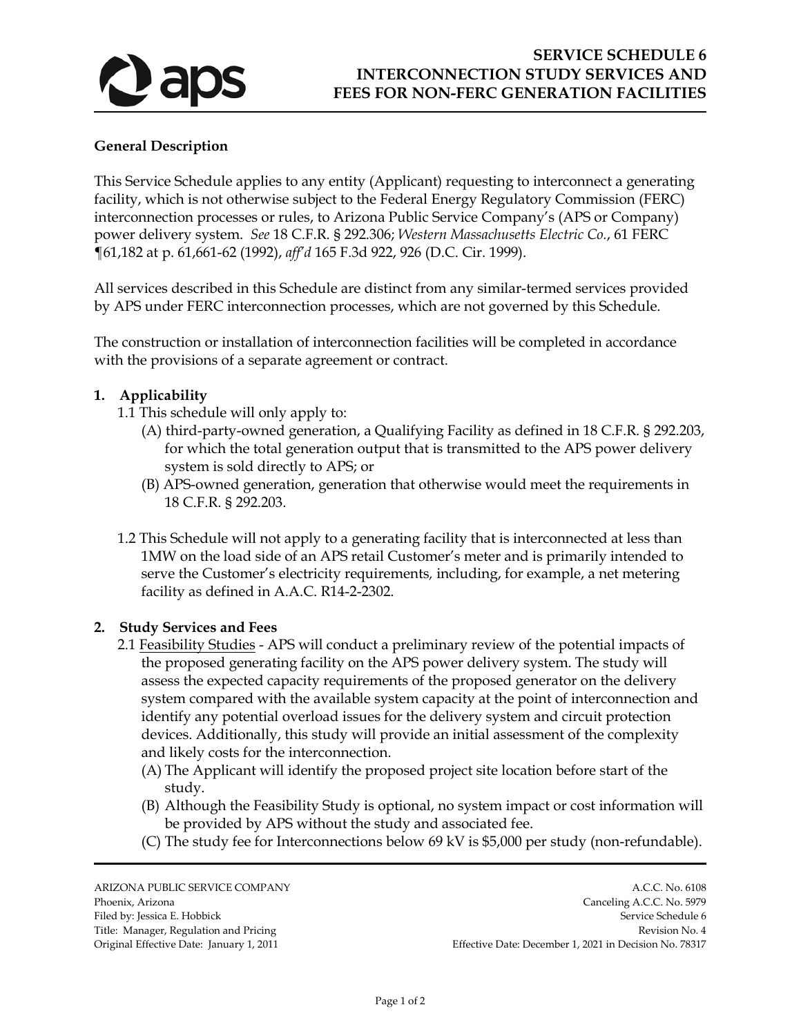# SERVICE SCHEDULE 6
# INTERCONNECTION STUDY SERVICES AND FEES FOR NON-FERC GENERATION FACILITIES

**General Description**

This Service Schedule applies to any entity (Applicant) requesting to interconnect a generating facility, which is not otherwise subject to the Federal Energy Regulatory Commission (FERC) interconnection processes or rules, to Arizona Public Service Company's (APS or Company) power delivery system. *See* 18 C.F.R. § 292.306; *Western Massachusetts Electric Co.*, 61 FERC ¶61,182 at p. 61,661-62 (1992), *aff'd* 165 F.3d 922, 926 (D.C. Cir. 1999).

All services described in this Schedule are distinct from any similar-termed services provided by APS under FERC interconnection processes, which are not governed by this Schedule.

The construction or installation of interconnection facilities will be completed in accordance with the provisions of a separate agreement or contract.

**1. Applicability**

1.1 This schedule will only apply to:

(A) third-party-owned generation, a Qualifying Facility as defined in 18 C.F.R. § 292.203, for which the total generation output that is transmitted to the APS power delivery system is sold directly to APS; or

(B) APS-owned generation, generation that otherwise would meet the requirements in 18 C.F.R. § 292.203.

1.2 This Schedule will not apply to a generating facility that is interconnected at less than 1MW on the load side of an APS retail Customer's meter and is primarily intended to serve the Customer's electricity requirements, including, for example, a net metering facility as defined in A.A.C. R14-2-2302.

**2. Study Services and Fees**

2.1 <u>Feasibility Studies</u> - APS will conduct a preliminary review of the potential impacts of the proposed generating facility on the APS power delivery system. The study will assess the expected capacity requirements of the proposed generator on the delivery system compared with the available system capacity at the point of interconnection and identify any potential overload issues for the delivery system and circuit protection devices. Additionally, this study will provide an initial assessment of the complexity and likely costs for the interconnection.

(A) The Applicant will identify the proposed project site location before start of the study.

(B) Although the Feasibility Study is optional, no system impact or cost information will be provided by APS without the study and associated fee.

(C) The study fee for Interconnections below 69 kV is $5,000 per study (non-refundable).

ARIZONA PUBLIC SERVICE COMPANY
Phoenix, Arizona
Filed by: Jessica E. Hobbick
Title: Manager, Regulation and Pricing
Original Effective Date: January 1, 2011

A.C.C. No. 6108
Canceling A.C.C. No. 5979
Service Schedule 6
Revision No. 4
Effective Date: December 1, 2021 in Decision No. 78317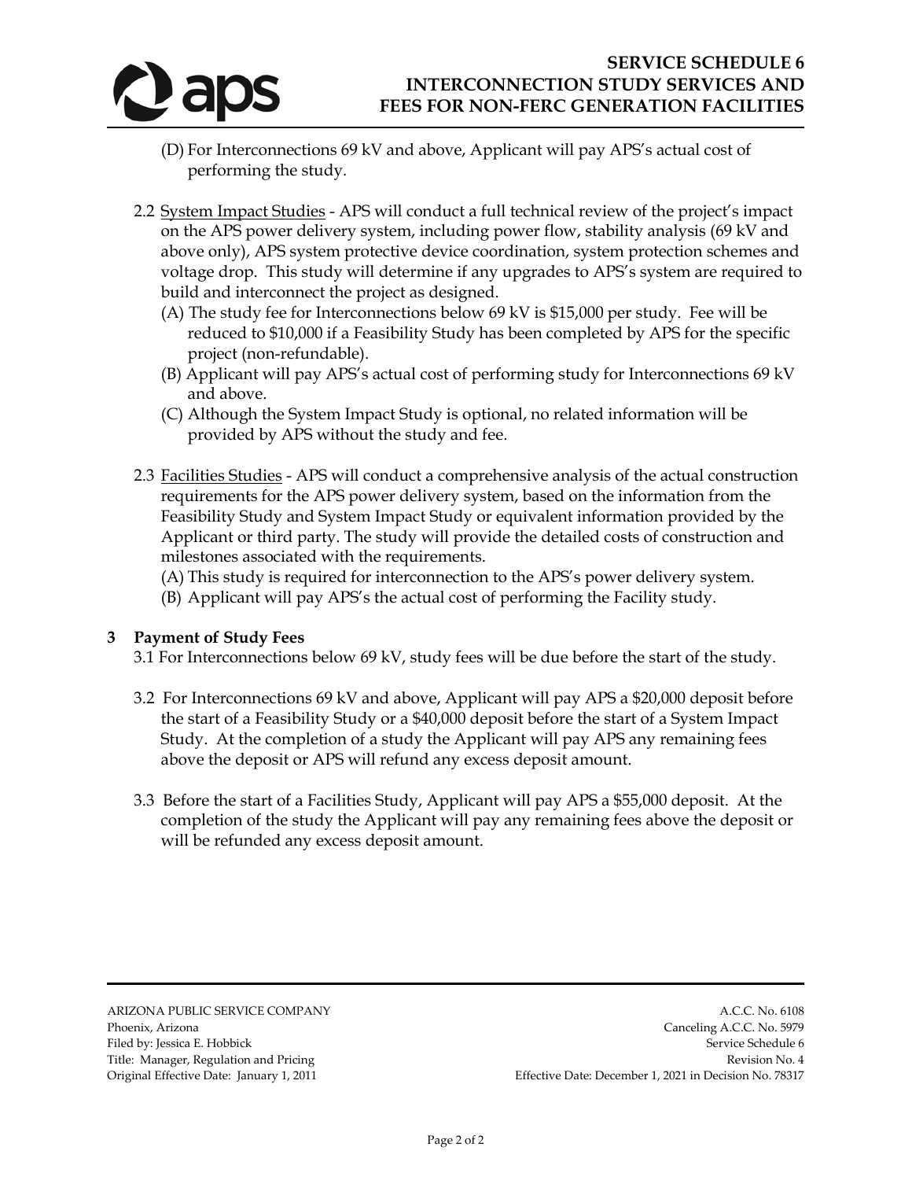(D) For Interconnections 69 kV and above, Applicant will pay APS's actual cost of performing the study.

2.2 System Impact Studies - APS will conduct a full technical review of the project's impact on the APS power delivery system, including power flow, stability analysis (69 kV and above only), APS system protective device coordination, system protection schemes and voltage drop. This study will determine if any upgrades to APS's system are required to build and interconnect the project as designed.

(A) The study fee for Interconnections below 69 kV is $15,000 per study. Fee will be reduced to $10,000 if a Feasibility Study has been completed by APS for the specific project (non-refundable).

(B) Applicant will pay APS's actual cost of performing study for Interconnections 69 kV and above.

(C) Although the System Impact Study is optional, no related information will be provided by APS without the study and fee.

2.3 Facilities Studies - APS will conduct a comprehensive analysis of the actual construction requirements for the APS power delivery system, based on the information from the Feasibility Study and System Impact Study or equivalent information provided by the Applicant or third party. The study will provide the detailed costs of construction and milestones associated with the requirements.

(A) This study is required for interconnection to the APS's power delivery system.

(B) Applicant will pay APS's the actual cost of performing the Facility study.

## 3 Payment of Study Fees

3.1 For Interconnections below 69 kV, study fees will be due before the start of the study.

3.2 For Interconnections 69 kV and above, Applicant will pay APS a $20,000 deposit before the start of a Feasibility Study or a $40,000 deposit before the start of a System Impact Study. At the completion of a study the Applicant will pay APS any remaining fees above the deposit or APS will refund any excess deposit amount.

3.3 Before the start of a Facilities Study, Applicant will pay APS a $55,000 deposit. At the completion of the study the Applicant will pay any remaining fees above the deposit or will be refunded any excess deposit amount.

ARIZONA PUBLIC SERVICE COMPANY
Phoenix, Arizona
Filed by: Jessica E. Hobbick
Title: Manager, Regulation and Pricing
Original Effective Date: January 1, 2011

A.C.C. No. 6108
Canceling A.C.C. No. 5979
Service Schedule 6
Revision No. 4
Effective Date: December 1, 2021 in Decision No. 78317